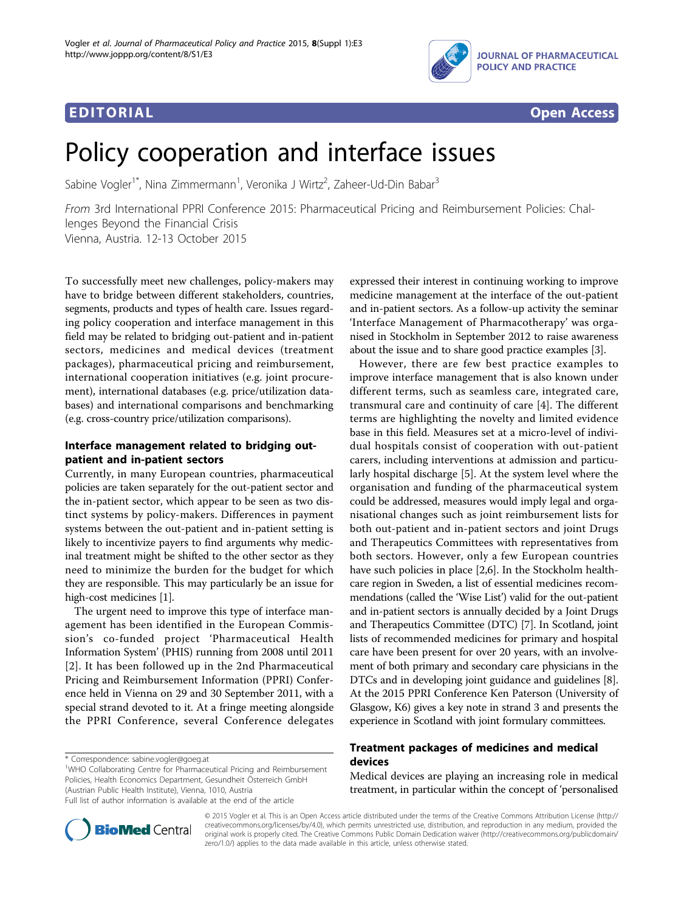EDITORIAL Open Access

# Policy cooperation and interface issues

Sabine Vogler[1*], Nina Zimmermann[1], Veronika J Wirtz[2], Zaheer-Ud-Din Babar[3]

*From* 3rd International PPRI Conference 2015: Pharmaceutical Pricing and Reimbursement Policies: Challenges Beyond the Financial Crisis
Vienna, Austria. 12-13 October 2015

To successfully meet new challenges, policy-makers may have to bridge between different stakeholders, countries, segments, products and types of health care. Issues regarding policy cooperation and interface management in this field may be related to bridging out-patient and in-patient sectors, medicines and medical devices (treatment packages), pharmaceutical pricing and reimbursement, international cooperation initiatives (e.g. joint procurement), international databases (e.g. price/utilization databases) and international comparisons and benchmarking (e.g. cross-country price/utilization comparisons).

## Interface management related to bridging out-patient and in-patient sectors

Currently, in many European countries, pharmaceutical policies are taken separately for the out-patient sector and the in-patient sector, which appear to be seen as two distinct systems by policy-makers. Differences in payment systems between the out-patient and in-patient setting is likely to incentivize payers to find arguments why medicinal treatment might be shifted to the other sector as they need to minimize the burden for the budget for which they are responsible. This may particularly be an issue for high-cost medicines [1].

The urgent need to improve this type of interface management has been identified in the European Commission's co-funded project 'Pharmaceutical Health Information System' (PHIS) running from 2008 until 2011 [2]. It has been followed up in the 2nd Pharmaceutical Pricing and Reimbursement Information (PPRI) Conference held in Vienna on 29 and 30 September 2011, with a special strand devoted to it. At a fringe meeting alongside the PPRI Conference, several Conference delegates expressed their interest in continuing working to improve medicine management at the interface of the out-patient and in-patient sectors. As a follow-up activity the seminar 'Interface Management of Pharmacotherapy' was organised in Stockholm in September 2012 to raise awareness about the issue and to share good practice examples [3].

However, there are few best practice examples to improve interface management that is also known under different terms, such as seamless care, integrated care, transmural care and continuity of care [4]. The different terms are highlighting the novelty and limited evidence base in this field. Measures set at a micro-level of individual hospitals consist of cooperation with out-patient carers, including interventions at admission and particularly hospital discharge [5]. At the system level where the organisation and funding of the pharmaceutical system could be addressed, measures would imply legal and organisational changes such as joint reimbursement lists for both out-patient and in-patient sectors and joint Drugs and Therapeutics Committees with representatives from both sectors. However, only a few European countries have such policies in place [2,6]. In the Stockholm healthcare region in Sweden, a list of essential medicines recommendations (called the 'Wise List') valid for the out-patient and in-patient sectors is annually decided by a Joint Drugs and Therapeutics Committee (DTC) [7]. In Scotland, joint lists of recommended medicines for primary and hospital care have been present for over 20 years, with an involvement of both primary and secondary care physicians in the DTCs and in developing joint guidance and guidelines [8]. At the 2015 PPRI Conference Ken Paterson (University of Glasgow, K6) gives a key note in strand 3 and presents the experience in Scotland with joint formulary committees.

## Treatment packages of medicines and medical devices

Medical devices are playing an increasing role in medical treatment, in particular within the concept of 'personalised

\* Correspondence: sabine.vogler@goeg.at
[1]WHO Collaborating Centre for Pharmaceutical Pricing and Reimbursement Policies, Health Economics Department, Gesundheit Österreich GmbH (Austrian Public Health Institute), Vienna, 1010, Austria
Full list of author information is available at the end of the article

© 2015 Vogler et al. This is an Open Access article distributed under the terms of the Creative Commons Attribution License (http://creativecommons.org/licenses/by/4.0), which permits unrestricted use, distribution, and reproduction in any medium, provided the original work is properly cited. The Creative Commons Public Domain Dedication waiver (http://creativecommons.org/publicdomain/zero/1.0/) applies to the data made available in this article, unless otherwise stated.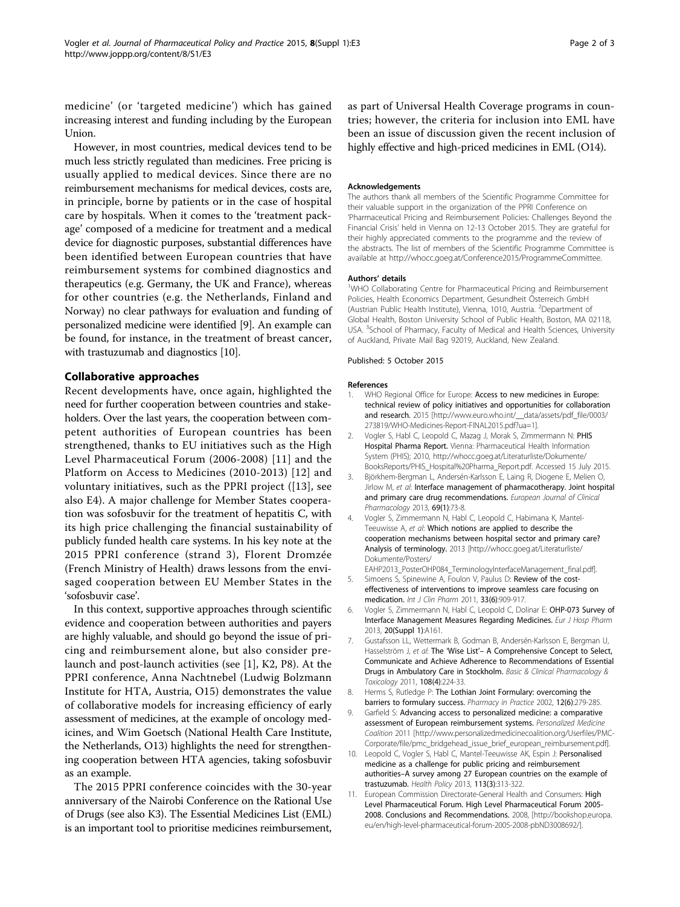medicine' (or 'targeted medicine') which has gained increasing interest and funding including by the European Union.

However, in most countries, medical devices tend to be much less strictly regulated than medicines. Free pricing is usually applied to medical devices. Since there are no reimbursement mechanisms for medical devices, costs are, in principle, borne by patients or in the case of hospital care by hospitals. When it comes to the 'treatment package' composed of a medicine for treatment and a medical device for diagnostic purposes, substantial differences have been identified between European countries that have reimbursement systems for combined diagnostics and therapeutics (e.g. Germany, the UK and France), whereas for other countries (e.g. the Netherlands, Finland and Norway) no clear pathways for evaluation and funding of personalized medicine were identified [9]. An example can be found, for instance, in the treatment of breast cancer, with trastuzumab and diagnostics [10].

## Collaborative approaches

Recent developments have, once again, highlighted the need for further cooperation between countries and stakeholders. Over the last years, the cooperation between competent authorities of European countries has been strengthened, thanks to EU initiatives such as the High Level Pharmaceutical Forum (2006-2008) [11] and the Platform on Access to Medicines (2010-2013) [12] and voluntary initiatives, such as the PPRI project ([13], see also E4). A major challenge for Member States cooperation was sofosbuvir for the treatment of hepatitis C, with its high price challenging the financial sustainability of publicly funded health care systems. In his key note at the 2015 PPRI conference (strand 3), Florent Dromzée (French Ministry of Health) draws lessons from the envisaged cooperation between EU Member States in the 'sofosbuvir case'.

In this context, supportive approaches through scientific evidence and cooperation between authorities and payers are highly valuable, and should go beyond the issue of pricing and reimbursement alone, but also consider prelaunch and post-launch activities (see [1], K2, P8). At the PPRI conference, Anna Nachtnebel (Ludwig Bolzmann Institute for HTA, Austria, O15) demonstrates the value of collaborative models for increasing efficiency of early assessment of medicines, at the example of oncology medicines, and Wim Goetsch (National Health Care Institute, the Netherlands, O13) highlights the need for strengthening cooperation between HTA agencies, taking sofosbuvir as an example.

The 2015 PPRI conference coincides with the 30-year anniversary of the Nairobi Conference on the Rational Use of Drugs (see also K3). The Essential Medicines List (EML) is an important tool to prioritise medicines reimbursement, as part of Universal Health Coverage programs in countries; however, the criteria for inclusion into EML have been an issue of discussion given the recent inclusion of highly effective and high-priced medicines in EML (O14).

#### Acknowledgements

The authors thank all members of the Scientific Programme Committee for their valuable support in the organization of the PPRI Conference on 'Pharmaceutical Pricing and Reimbursement Policies: Challenges Beyond the Financial Crisis' held in Vienna on 12-13 October 2015. They are grateful for their highly appreciated comments to the programme and the review of the abstracts. The list of members of the Scientific Programme Committee is available at http://whocc.goeg.at/Conference2015/ProgrammeCommittee.

#### Authors' details

[1]WHO Collaborating Centre for Pharmaceutical Pricing and Reimbursement Policies, Health Economics Department, Gesundheit Österreich GmbH (Austrian Public Health Institute), Vienna, 1010, Austria. [2]Department of Global Health, Boston University School of Public Health, Boston, MA 02118, USA. [3]School of Pharmacy, Faculty of Medical and Health Sciences, University of Auckland, Private Mail Bag 92019, Auckland, New Zealand.

Published: 5 October 2015

#### References

1. WHO Regional Office for Europe: **Access to new medicines in Europe: technical review of policy initiatives and opportunities for collaboration and research.** 2015 [http://www.euro.who.int/__data/assets/pdf_file/0003/273819/WHO-Medicines-Report-FINAL2015.pdf?ua=1].
2. Vogler S, Habl C, Leopold C, Mazag J, Morak S, Zimmermann N: **PHIS Hospital Pharma Report.** Vienna: Pharmaceutical Health Information System (PHIS); 2010, http://whocc.goeg.at/Literaturliste/Dokumente/BooksReports/PHIS_Hospital%20Pharma_Report.pdf. Accessed 15 July 2015.
3. Björkhem-Bergman L, Andersén-Karlsson E, Laing R, Diogene E, Melien O, Jirlow M, *et al*: **Interface management of pharmacotherapy. Joint hospital and primary care drug recommendations.** *European Journal of Clinical Pharmacology* 2013, **69(1)**:73-8.
4. Vogler S, Zimmermann N, Habl C, Leopold C, Habimana K, Mantel-Teeuwisse A, *et al*: **Which notions are applied to describe the cooperation mechanisms between hospital sector and primary care? Analysis of terminology.** 2013 [http://whocc.goeg.at/Literaturliste/Dokumente/Posters/EAHP2013_PosterOHP084_TerminologyInterfaceManagement_final.pdf].
5. Simoens S, Spinewine A, Foulon V, Paulus D: **Review of the cost-effectiveness of interventions to improve seamless care focusing on medication.** *Int J Clin Pharm* 2011, **33(6)**:909-917.
6. Vogler S, Zimmermann N, Habl C, Leopold C, Dolinar E: **OHP-073 Survey of Interface Management Measures Regarding Medicines.** *Eur J Hosp Pharm* 2013, **20(Suppl 1)**:A161.
7. Gustafsson LL, Wettermark B, Godman B, Andersén-Karlsson E, Bergman U, Hasselström J, *et al*: **The 'Wise List'– A Comprehensive Concept to Select, Communicate and Achieve Adherence to Recommendations of Essential Drugs in Ambulatory Care in Stockholm.** *Basic & Clinical Pharmacology & Toxicology* 2011, **108(4)**:224-33.
8. Herms S, Rutledge P: **The Lothian Joint Formulary: overcoming the barriers to formulary success.** *Pharmacy in Practice* 2002, **12(6)**:279-285.
9. Garfield S: **Advancing access to personalized medicine: a comparative assessment of European reimbursement systems.** *Personalized Medicine Coalition* 2011 [http://www.personalizedmedicinecoalition.org/Userfiles/PMC-Corporate/file/pmc_bridgehead_issue_brief_european_reimbursement.pdf].
10. Leopold C, Vogler S, Habl C, Mantel-Teeuwisse AK, Espin J: **Personalised medicine as a challenge for public pricing and reimbursement authorities–A survey among 27 European countries on the example of trastuzumab.** *Health Policy* 2013, **113(3)**:313-322.
11. European Commission Directorate-General Health and Consumers: **High Level Pharmaceutical Forum. High Level Pharmaceutical Forum 2005-2008. Conclusions and Recommendations.** 2008, [http://bookshop.europa.eu/en/high-level-pharmaceutical-forum-2005-2008-pbND3008692/].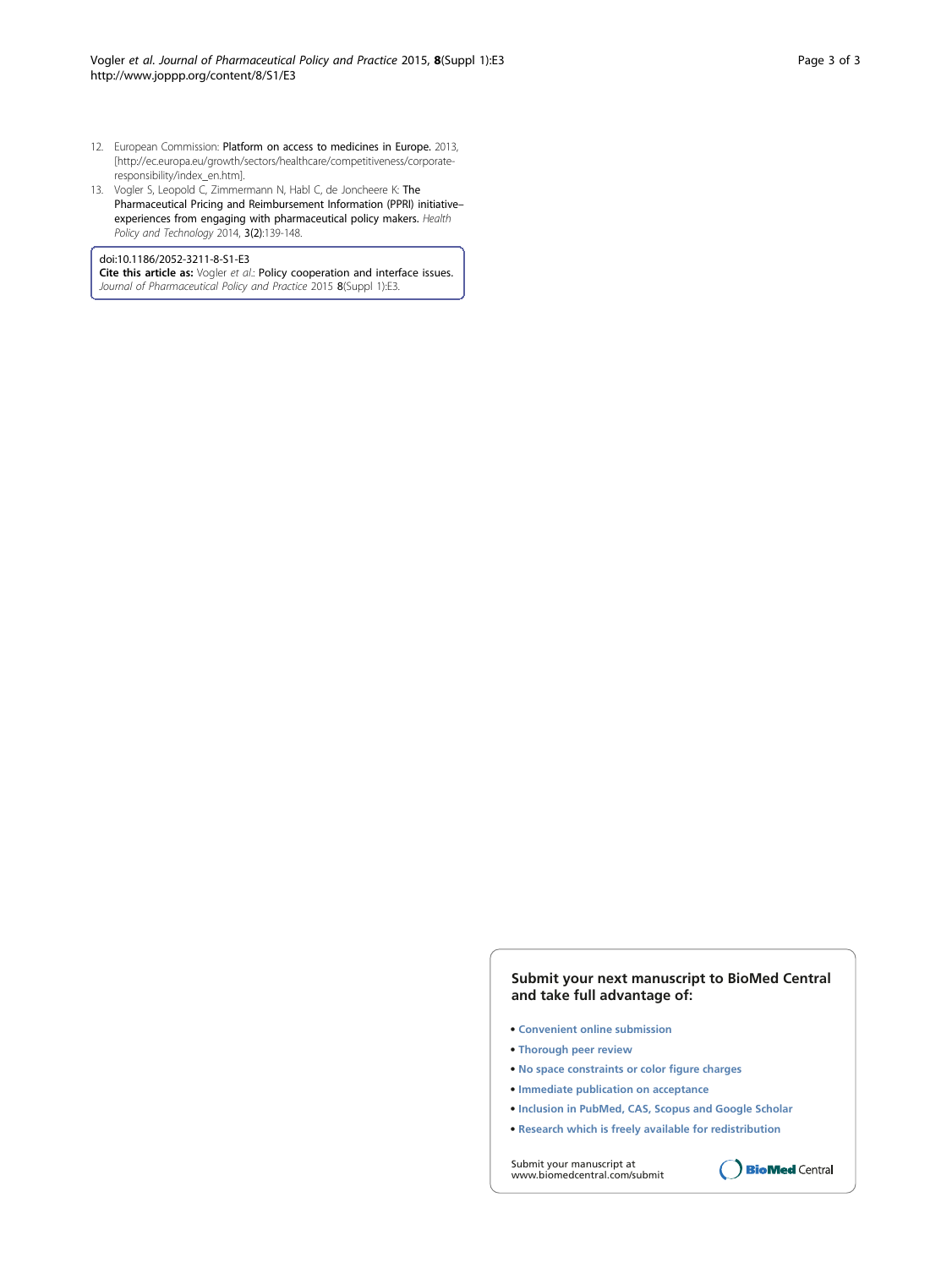12. European Commission: **Platform on access to medicines in Europe.** 2013, [http://ec.europa.eu/growth/sectors/healthcare/competitiveness/corporate-responsibility/index_en.htm].
13. Vogler S, Leopold C, Zimmermann N, Habl C, de Joncheere K: **The Pharmaceutical Pricing and Reimbursement Information (PPRI) initiative–experiences from engaging with pharmaceutical policy makers.** *Health Policy and Technology* 2014, **3(2)**:139-148.

doi:10.1186/2052-3211-8-S1-E3
**Cite this article as:** Vogler *et al.*: Policy cooperation and interface issues. *Journal of Pharmaceutical Policy and Practice* 2015 **8**(Suppl 1):E3.

**Submit your next manuscript to BioMed Central and take full advantage of:**

- **Convenient online submission**
- **Thorough peer review**
- **No space constraints or color figure charges**
- **Immediate publication on acceptance**
- **Inclusion in PubMed, CAS, Scopus and Google Scholar**
- **Research which is freely available for redistribution**

Submit your manuscript at
www.biomedcentral.com/submit

BioMed Central